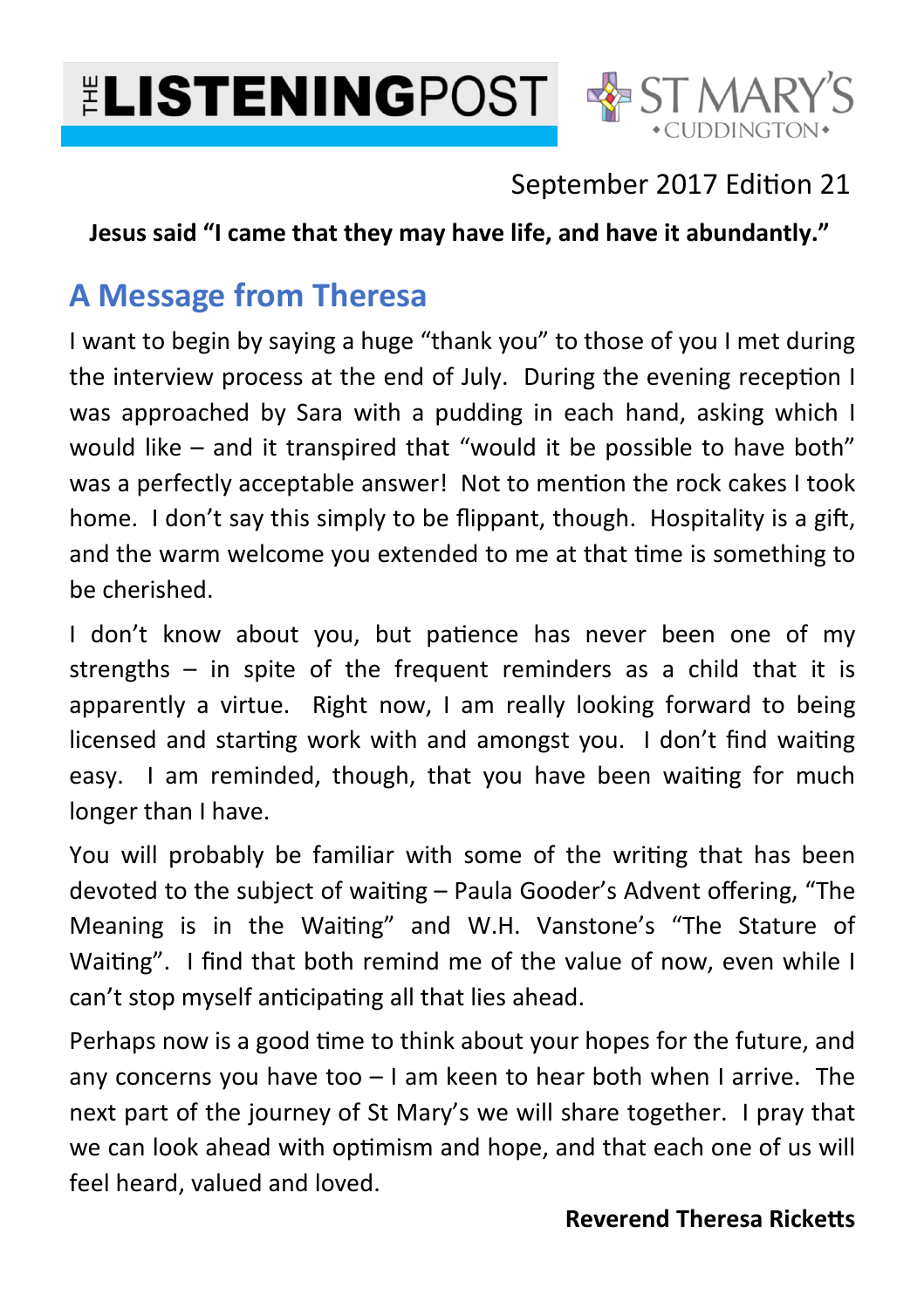# THE LISTENINGPOST

ST MARY'S CUDDINGTON

September 2017 Edition 21

**Jesus said "I came that they may have life, and have it abundantly."**

## A Message from Theresa

I want to begin by saying a huge "thank you" to those of you I met during the interview process at the end of July. During the evening reception I was approached by Sara with a pudding in each hand, asking which I would like – and it transpired that "would it be possible to have both" was a perfectly acceptable answer! Not to mention the rock cakes I took home. I don't say this simply to be flippant, though. Hospitality is a gift, and the warm welcome you extended to me at that time is something to be cherished.

I don't know about you, but patience has never been one of my strengths – in spite of the frequent reminders as a child that it is apparently a virtue. Right now, I am really looking forward to being licensed and starting work with and amongst you. I don't find waiting easy. I am reminded, though, that you have been waiting for much longer than I have.

You will probably be familiar with some of the writing that has been devoted to the subject of waiting – Paula Gooder's Advent offering, "The Meaning is in the Waiting" and W.H. Vanstone's "The Stature of Waiting". I find that both remind me of the value of now, even while I can't stop myself anticipating all that lies ahead.

Perhaps now is a good time to think about your hopes for the future, and any concerns you have too – I am keen to hear both when I arrive. The next part of the journey of St Mary's we will share together. I pray that we can look ahead with optimism and hope, and that each one of us will feel heard, valued and loved.

**Reverend Theresa Ricketts**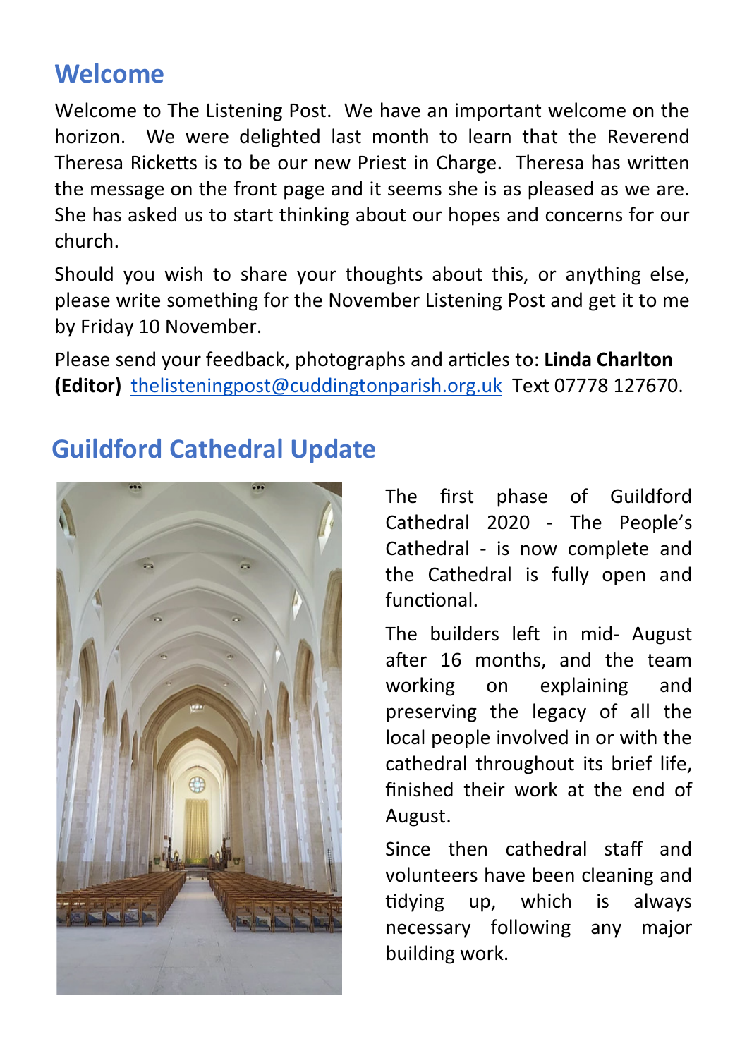## Welcome

Welcome to The Listening Post. We have an important welcome on the horizon. We were delighted last month to learn that the Reverend Theresa Ricketts is to be our new Priest in Charge. Theresa has written the message on the front page and it seems she is as pleased as we are. She has asked us to start thinking about our hopes and concerns for our church.

Should you wish to share your thoughts about this, or anything else, please write something for the November Listening Post and get it to me by Friday 10 November.

Please send your feedback, photographs and articles to: **Linda Charlton (Editor)** thelisteningpost@cuddingtonparish.org.uk Text 07778 127670.

## Guildford Cathedral Update

The first phase of Guildford Cathedral 2020 - The People's Cathedral - is now complete and the Cathedral is fully open and functional.

The builders left in mid- August after 16 months, and the team working on explaining and preserving the legacy of all the local people involved in or with the cathedral throughout its brief life, finished their work at the end of August.

Since then cathedral staff and volunteers have been cleaning and tidying up, which is always necessary following any major building work.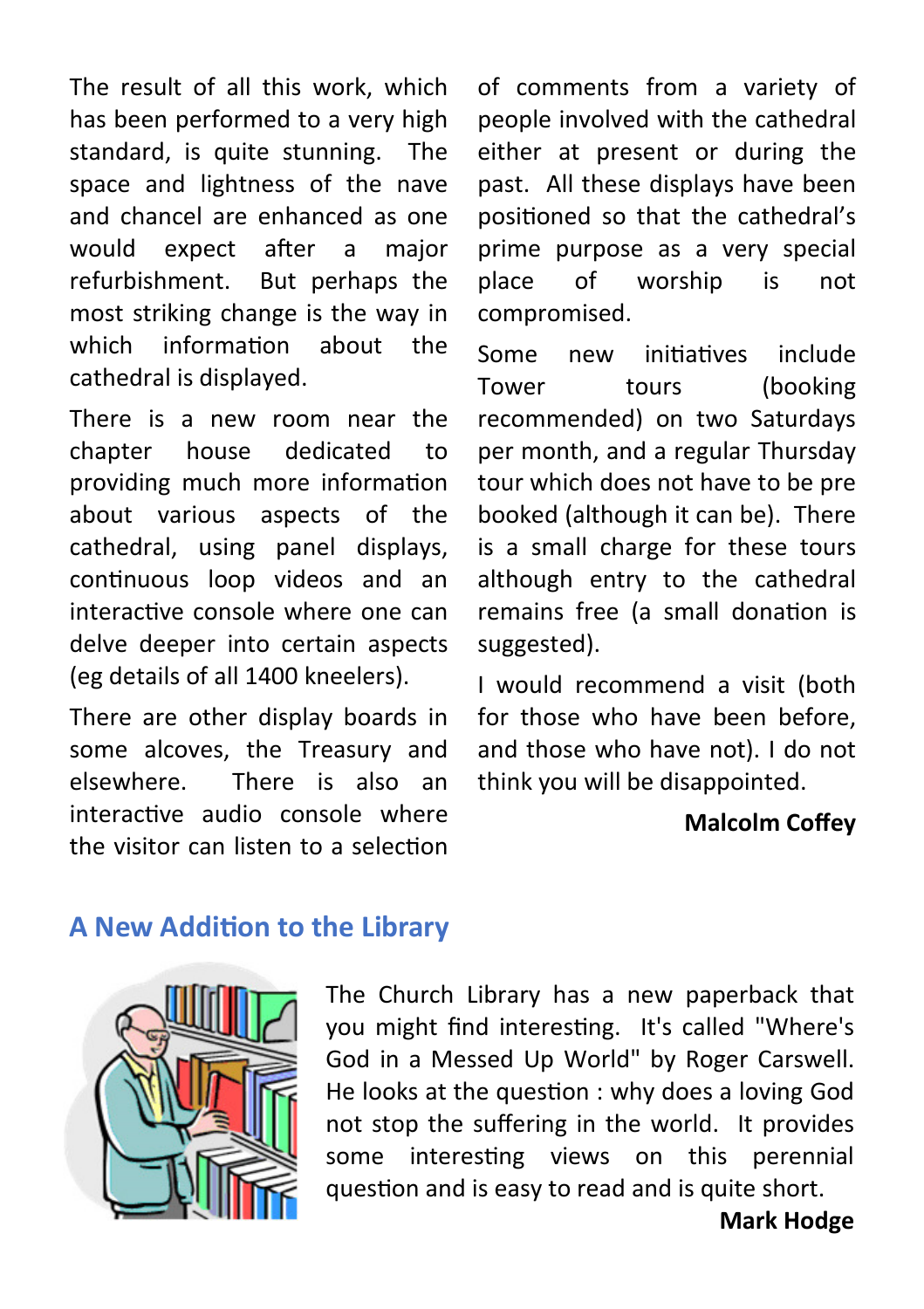The result of all this work, which has been performed to a very high standard, is quite stunning. The space and lightness of the nave and chancel are enhanced as one would expect after a major refurbishment. But perhaps the most striking change is the way in which information about the cathedral is displayed.

There is a new room near the chapter house dedicated to providing much more information about various aspects of the cathedral, using panel displays, continuous loop videos and an interactive console where one can delve deeper into certain aspects (eg details of all 1400 kneelers).

There are other display boards in some alcoves, the Treasury and elsewhere. There is also an interactive audio console where the visitor can listen to a selection of comments from a variety of people involved with the cathedral either at present or during the past. All these displays have been positioned so that the cathedral's prime purpose as a very special place of worship is not compromised.

Some new initiatives include Tower tours (booking recommended) on two Saturdays per month, and a regular Thursday tour which does not have to be pre booked (although it can be). There is a small charge for these tours although entry to the cathedral remains free (a small donation is suggested).

I would recommend a visit (both for those who have been before, and those who have not). I do not think you will be disappointed.

**Malcolm Coffey**

## A New Addition to the Library

The Church Library has a new paperback that you might find interesting. It's called "Where's God in a Messed Up World" by Roger Carswell. He looks at the question : why does a loving God not stop the suffering in the world. It provides some interesting views on this perennial question and is easy to read and is quite short.

**Mark Hodge**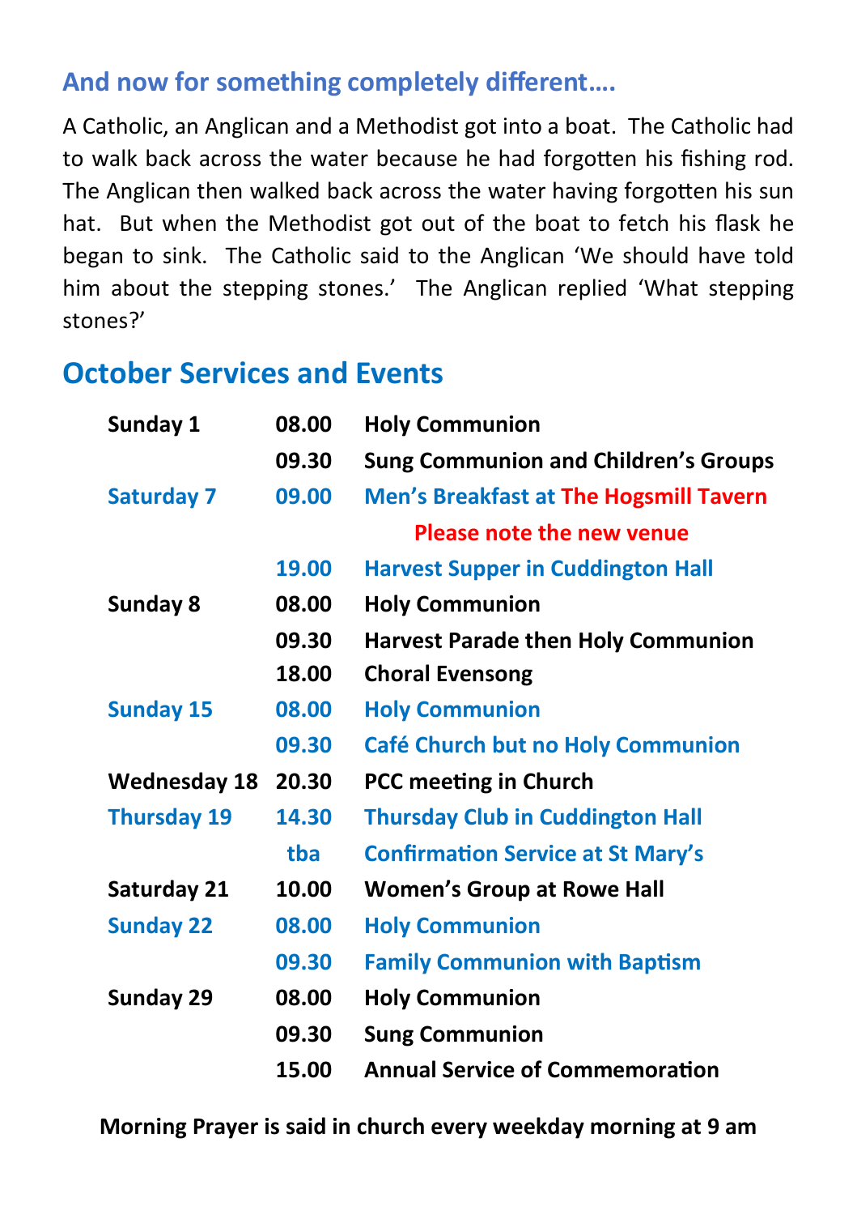## And now for something completely different….

A Catholic, an Anglican and a Methodist got into a boat. The Catholic had to walk back across the water because he had forgotten his fishing rod. The Anglican then walked back across the water having forgotten his sun hat. But when the Methodist got out of the boat to fetch his flask he began to sink. The Catholic said to the Anglican 'We should have told him about the stepping stones.' The Anglican replied 'What stepping stones?'

## October Services and Events

| | | |
|---|---|---|
| **Sunday 1** | **08.00** | **Holy Communion** |
| | **09.30** | **Sung Communion and Children's Groups** |
| **Saturday 7** | **09.00** | **Men's Breakfast at The Hogsmill Tavern** |
| | | **Please note the new venue** |
| | **19.00** | **Harvest Supper in Cuddington Hall** |
| **Sunday 8** | **08.00** | **Holy Communion** |
| | **09.30** | **Harvest Parade then Holy Communion** |
| | **18.00** | **Choral Evensong** |
| **Sunday 15** | **08.00** | **Holy Communion** |
| | **09.30** | **Café Church but no Holy Communion** |
| **Wednesday 18** | **20.30** | **PCC meeting in Church** |
| **Thursday 19** | **14.30** | **Thursday Club in Cuddington Hall** |
| | **tba** | **Confirmation Service at St Mary's** |
| **Saturday 21** | **10.00** | **Women's Group at Rowe Hall** |
| **Sunday 22** | **08.00** | **Holy Communion** |
| | **09.30** | **Family Communion with Baptism** |
| **Sunday 29** | **08.00** | **Holy Communion** |
| | **09.30** | **Sung Communion** |
| | **15.00** | **Annual Service of Commemoration** |

**Morning Prayer is said in church every weekday morning at 9 am**